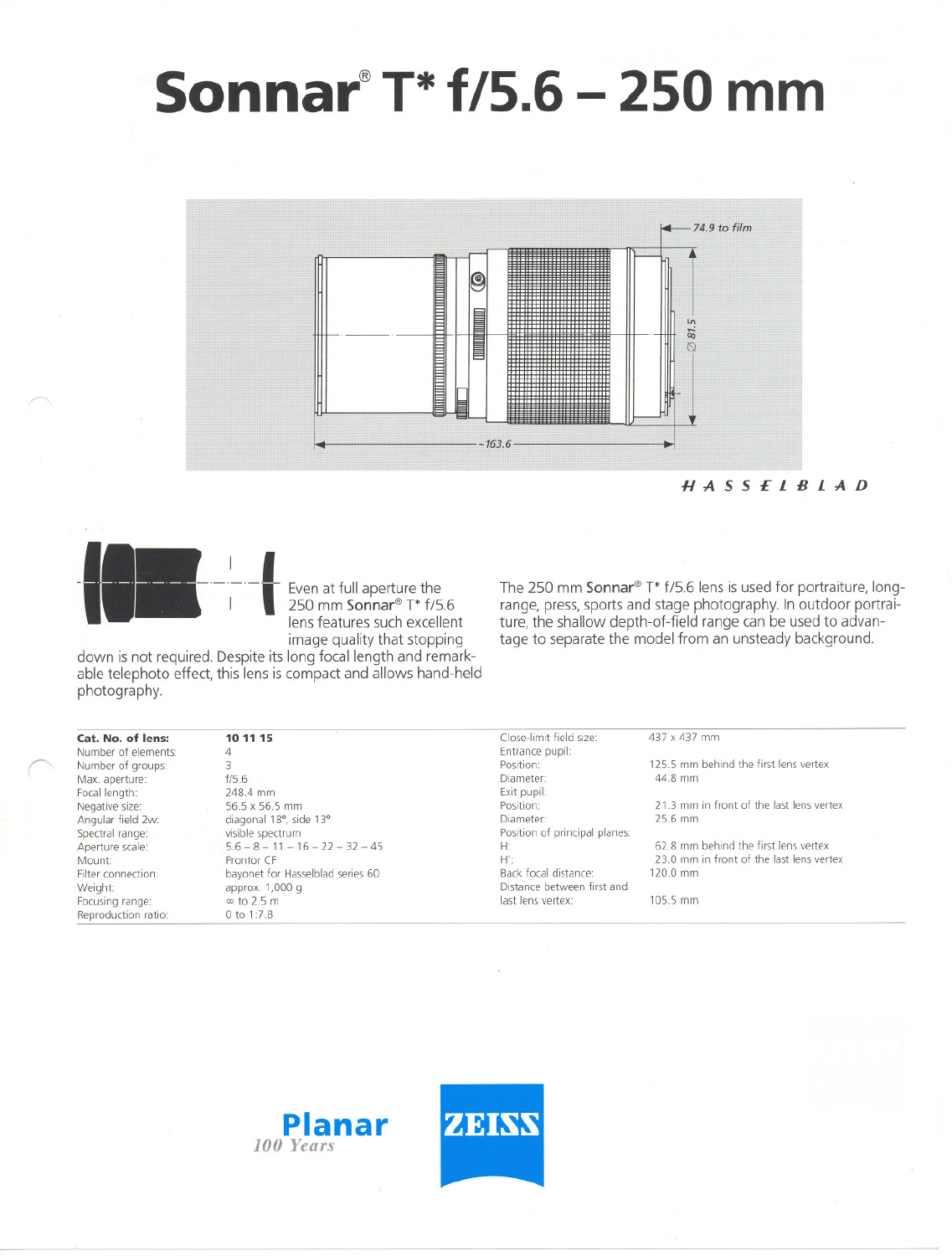# Sonnar® T* f/5.6 – 250 mm

*HASSELBLAD*

Even at full aperture the 250 mm Sonnar® T* f/5.6 lens features such excellent image quality that stopping down is not required. Despite its long focal length and remarkable telephoto effect, this lens is compact and allows hand-held photography.

The 250 mm Sonnar® T* f/5.6 lens is used for portraiture, long-range, press, sports and stage photography. In outdoor portraiture, the shallow depth-of-field range can be used to advantage to separate the model from an unsteady background.

| | |
|---|---|
| **Cat. No. of lens:** | **10 11 15** |
| Number of elements: | 4 |
| Number of groups: | 3 |
| Max. aperture: | f/5.6 |
| Focal length: | 248.4 mm |
| Negative size: | 56.5 x 56.5 mm |
| Angular field 2w: | diagonal 18°, side 13° |
| Spectral range: | visible spectrum |
| Aperture scale: | 5.6 – 8 – 11 – 16 – 22 – 32 – 45 |
| Mount: | Prontor CF |
| Filter connection: | bayonet for Hasselblad series 60 |
| Weight: | approx. 1,000 g |
| Focusing range: | ∞ to 2.5 m |
| Reproduction ratio: | 0 to 1:7.8 |
| Close-limit field size: | 437 x 437 mm |
| Entrance pupil: | |
| Position: | 125.5 mm behind the first lens vertex |
| Diameter: | 44.8 mm |
| Exit pupil: | |
| Position: | 21.3 mm in front of the last lens vertex |
| Diameter: | 25.6 mm |
| Position of principal planes: | |
| H: | 62.8 mm behind the first lens vertex |
| H': | 23.0 mm in front of the last lens vertex |
| Back focal distance: | 120.0 mm |
| Distance between first and last lens vertex: | 105.5 mm |

Planar 100 Years

ZEISS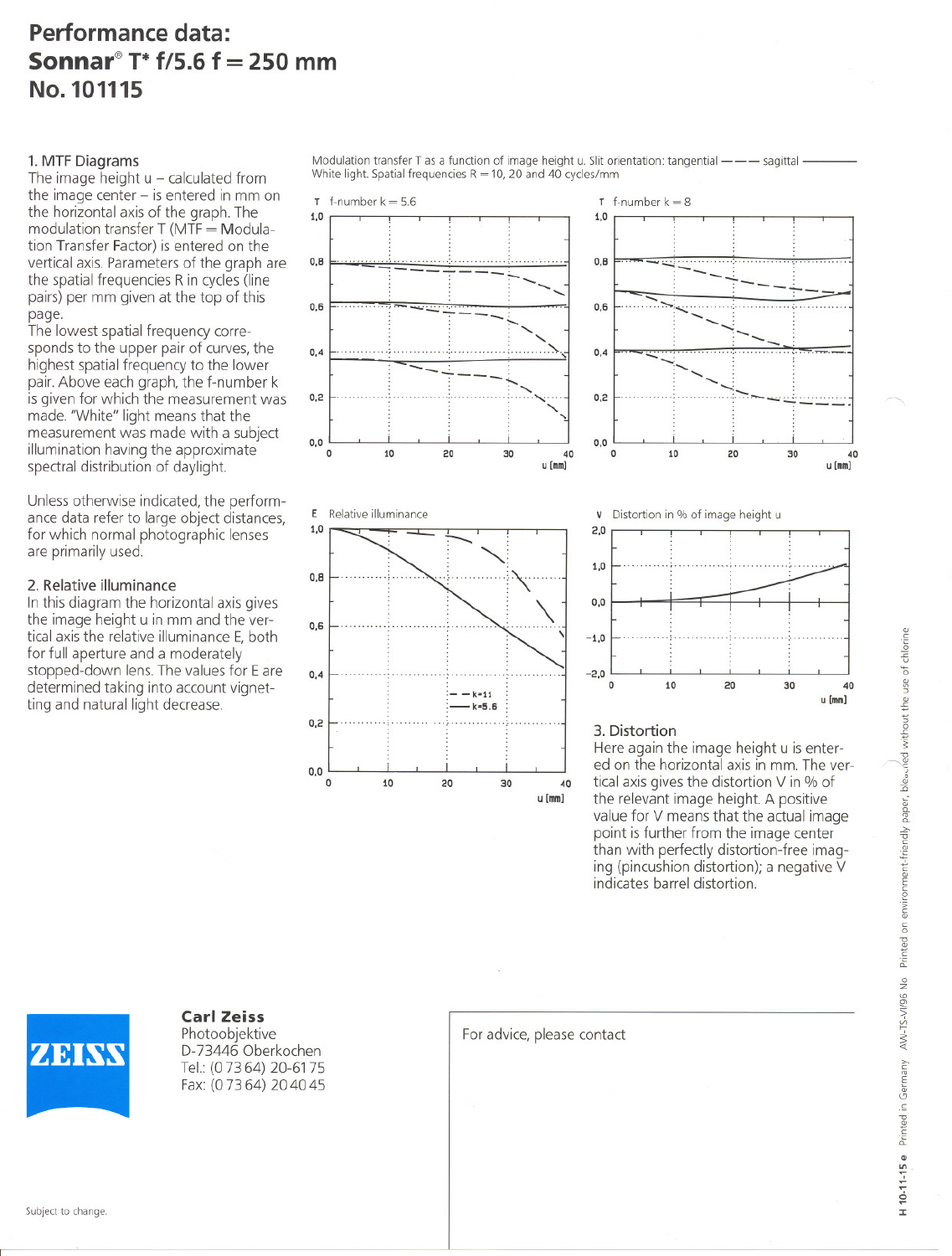# Performance data:
# Sonnar® T* f/5.6 f = 250 mm
# No. 101115

## 1. MTF Diagrams

The image height u – calculated from the image center – is entered in mm on the horizontal axis of the graph. The modulation transfer T (MTF = Modulation Transfer Factor) is entered on the vertical axis. Parameters of the graph are the spatial frequencies R in cycles (line pairs) per mm given at the top of this page.

The lowest spatial frequency corresponds to the upper pair of curves, the highest spatial frequency to the lower pair. Above each graph, the f-number k is given for which the measurement was made. "White" light means that the measurement was made with a subject illumination having the approximate spectral distribution of daylight.

Unless otherwise indicated, the performance data refer to large object distances, for which normal photographic lenses are primarily used.

Modulation transfer T as a function of image height u. Slit orientation: tangential – – – sagittal ———
White light. Spatial frequencies R = 10, 20 and 40 cycles/mm

T f-number k = 5.6
1,0
0,8
0,6
0,4
0,2
0,0
0 10 20 30 40
u [mm]

T f-number k = 8
1,0
0,8
0,6
0,4
0,2
0,0
0 10 20 30 40
u [mm]

## 2. Relative illuminance

In this diagram the horizontal axis gives the image height u in mm and the vertical axis the relative illuminance E, both for full aperture and a moderately stopped-down lens. The values for E are determined taking into account vignetting and natural light decrease.

E Relative illuminance
1,0
0,8
0,6
0,4
0,2
0,0
0 10 20 30 40
u [mm]
– – k=11
—— k=5.6

V Distortion in % of image height u
2,0
1,0
0,0
−1,0
−2,0
0 10 20 30 40
u [mm]

## 3. Distortion

Here again the image height u is entered on the horizontal axis in mm. The vertical axis gives the distortion V in % of the relevant image height. A positive value for V means that the actual image point is further from the image center than with perfectly distortion-free imaging (pincushion distortion); a negative V indicates barrel distortion.

**Carl Zeiss**
Photoobjektive
D-73446 Oberkochen
Tel.: (0 73 64) 20-61 75
Fax: (0 73 64) 20 40 45

For advice, please contact

Subject to change.

H 10-11-15 e Printed in Germany AW-TS-VI/96 No Printed on environment-friendly paper, bleached without the use of chlorine